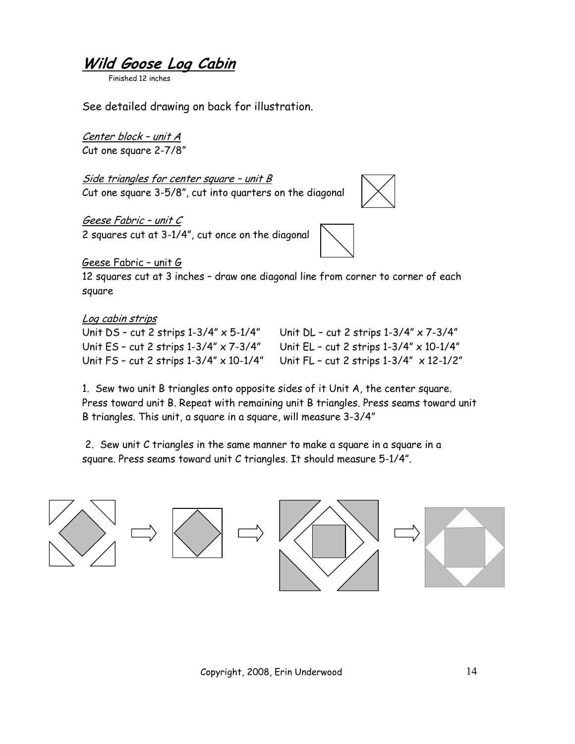# ***Wild Goose Log Cabin***

Finished 12 inches

See detailed drawing on back for illustration.

*Center block – unit A*
Cut one square 2-7/8"

*Side triangles for center square – unit B*
Cut one square 3-5/8", cut into quarters on the diagonal

*Geese Fabric – unit C*
2 squares cut at 3-1/4", cut once on the diagonal

Geese Fabric – unit G
12 squares cut at 3 inches – draw one diagonal line from corner to corner of each square

*Log cabin strips*

Unit DS – cut 2 strips 1-3/4" x 5-1/4"
Unit ES – cut 2 strips 1-3/4" x 7-3/4"
Unit FS – cut 2 strips 1-3/4" x 10-1/4"
Unit DL – cut 2 strips 1-3/4" x 7-3/4"
Unit EL – cut 2 strips 1-3/4" x 10-1/4"
Unit FL – cut 2 strips 1-3/4" x 12-1/2"

1. Sew two unit B triangles onto opposite sides of it Unit A, the center square. Press toward unit B. Repeat with remaining unit B triangles. Press seams toward unit B triangles. This unit, a square in a square, will measure 3-3/4"

2. Sew unit C triangles in the same manner to make a square in a square in a square. Press seams toward unit C triangles. It should measure 5-1/4".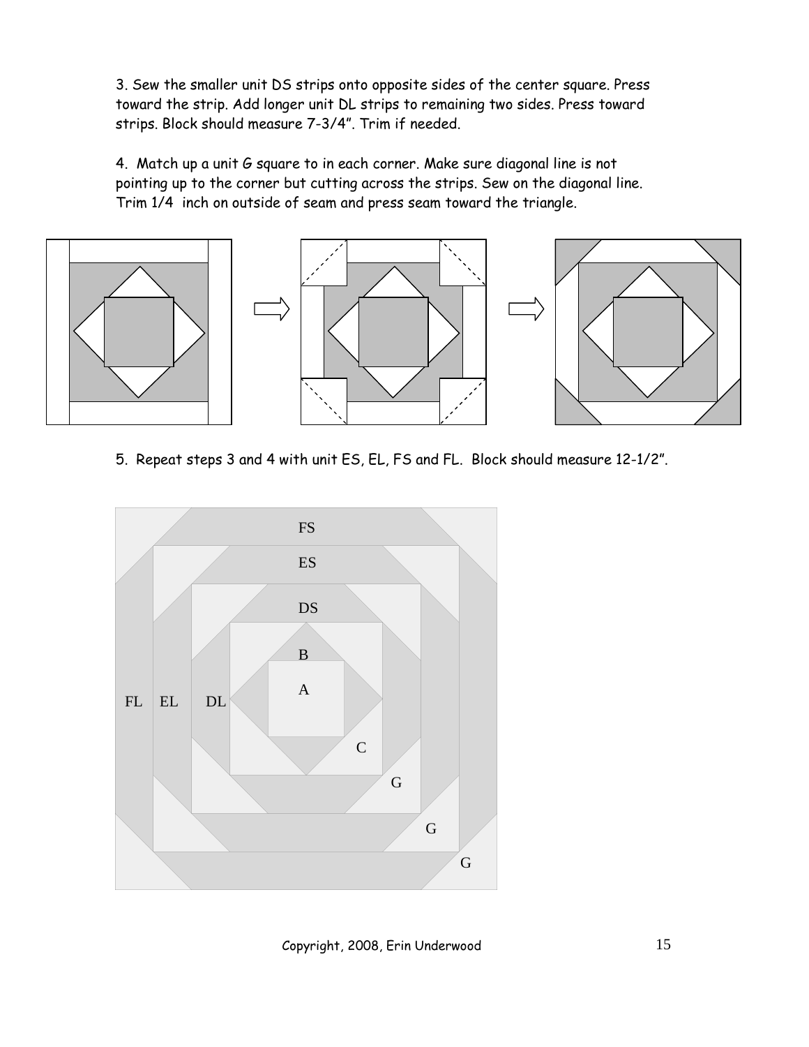3. Sew the smaller unit DS strips onto opposite sides of the center square. Press toward the strip. Add longer unit DL strips to remaining two sides. Press toward strips. Block should measure 7-3/4". Trim if needed.

4. Match up a unit G square to in each corner. Make sure diagonal line is not pointing up to the corner but cutting across the strips. Sew on the diagonal line. Trim 1/4 inch on outside of seam and press seam toward the triangle.

5. Repeat steps 3 and 4 with unit ES, EL, FS and FL. Block should measure 12-1/2".

FS
ES
DS
B
A
FL EL DL
C
G
G
G

Copyright, 2008, Erin Underwood